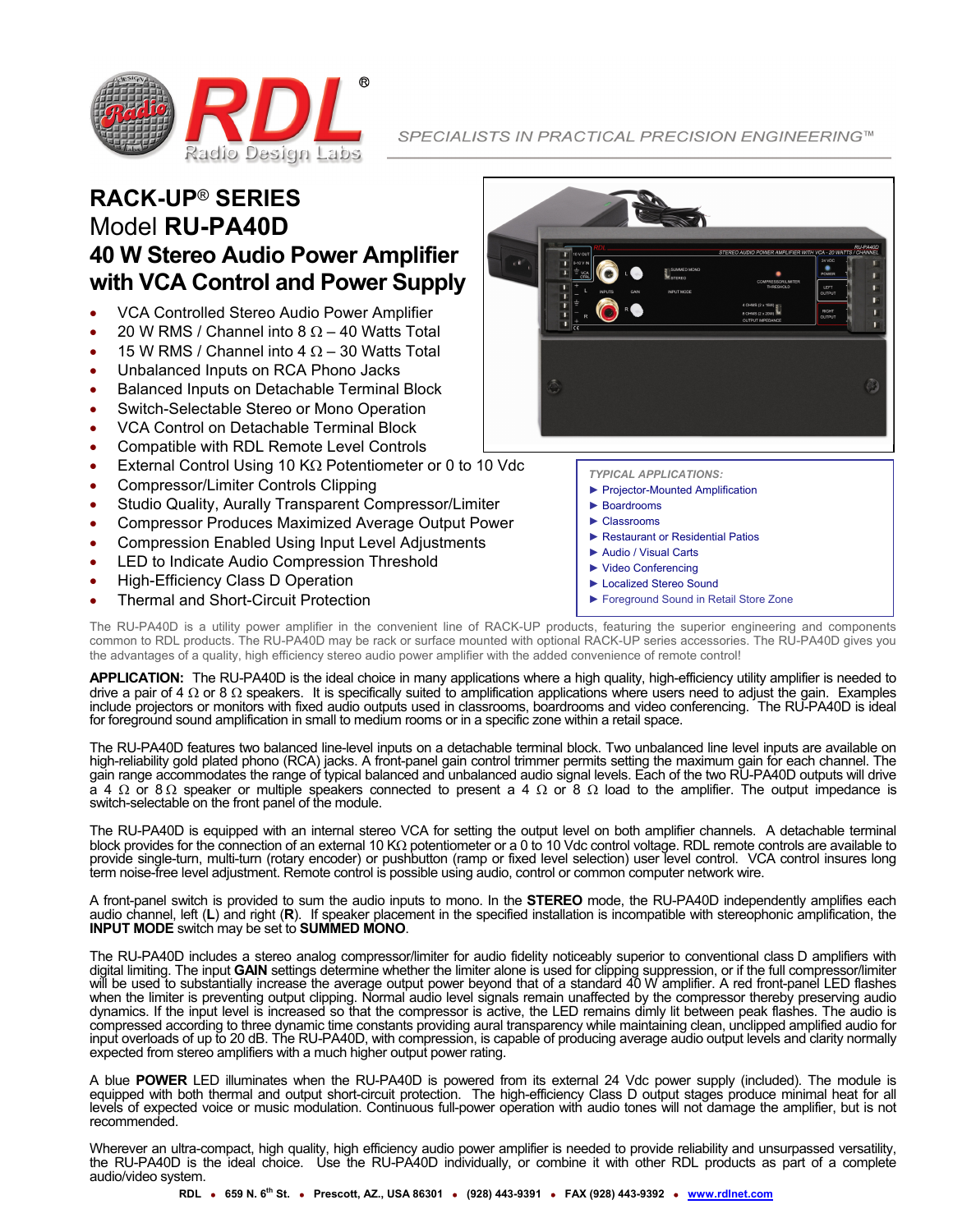SPECIALISTS IN PRACTICAL PRECISION ENGINEERING™

# RACK-UP® SERIES

## Model **RU-PA40D**

## 40 W Stereo Audio Power Amplifier with VCA Control and Power Supply

- VCA Controlled Stereo Audio Power Amplifier
- 20 W RMS / Channel into 8 Ω – 40 Watts Total
- 15 W RMS / Channel into 4 Ω – 30 Watts Total
- Unbalanced Inputs on RCA Phono Jacks
- Balanced Inputs on Detachable Terminal Block
- Switch-Selectable Stereo or Mono Operation
- VCA Control on Detachable Terminal Block
- Compatible with RDL Remote Level Controls
- External Control Using 10 KΩ Potentiometer or 0 to 10 Vdc
- Compressor/Limiter Controls Clipping
- Studio Quality, Aurally Transparent Compressor/Limiter
- Compressor Produces Maximized Average Output Power
- Compression Enabled Using Input Level Adjustments
- LED to Indicate Audio Compression Threshold
- High-Efficiency Class D Operation
- Thermal and Short-Circuit Protection

*TYPICAL APPLICATIONS:*

- ► Projector-Mounted Amplification
- ► Boardrooms
- ► Classrooms
- ► Restaurant or Residential Patios
- ► Audio / Visual Carts
- ► Video Conferencing
- ► Localized Stereo Sound
- ► Foreground Sound in Retail Store Zone

The RU-PA40D is a utility power amplifier in the convenient line of RACK-UP products, featuring the superior engineering and components common to RDL products. The RU-PA40D may be rack or surface mounted with optional RACK-UP series accessories. The RU-PA40D gives you the advantages of a quality, high efficiency stereo audio power amplifier with the added convenience of remote control!

**APPLICATION:** The RU-PA40D is the ideal choice in many applications where a high quality, high-efficiency utility amplifier is needed to drive a pair of 4 Ω or 8 Ω speakers. It is specifically suited to amplification applications where users need to adjust the gain. Examples include projectors or monitors with fixed audio outputs used in classrooms, boardrooms and video conferencing. The RU-PA40D is ideal for foreground sound amplification in small to medium rooms or in a specific zone within a retail space.

The RU-PA40D features two balanced line-level inputs on a detachable terminal block. Two unbalanced line level inputs are available on high-reliability gold plated phono (RCA) jacks. A front-panel gain control trimmer permits setting the maximum gain for each channel. The gain range accommodates the range of typical balanced and unbalanced audio signal levels. Each of the two RU-PA40D outputs will drive a 4 Ω or 8 Ω speaker or multiple speakers connected to present a 4 Ω or 8 Ω load to the amplifier. The output impedance is switch-selectable on the front panel of the module.

The RU-PA40D is equipped with an internal stereo VCA for setting the output level on both amplifier channels. A detachable terminal block provides for the connection of an external 10 KΩ potentiometer or a 0 to 10 Vdc control voltage. RDL remote controls are available to provide single-turn, multi-turn (rotary encoder) or pushbutton (ramp or fixed level selection) user level control. VCA control insures long term noise-free level adjustment. Remote control is possible using audio, control or common computer network wire.

A front-panel switch is provided to sum the audio inputs to mono. In the **STEREO** mode, the RU-PA40D independently amplifies each audio channel, left (**L**) and right (**R**). If speaker placement in the specified installation is incompatible with stereophonic amplification, the **INPUT MODE** switch may be set to **SUMMED MONO**.

The RU-PA40D includes a stereo analog compressor/limiter for audio fidelity noticeably superior to conventional class D amplifiers with digital limiting. The input **GAIN** settings determine whether the limiter alone is used for clipping suppression, or if the full compressor/limiter will be used to substantially increase the average output power beyond that of a standard 40 W amplifier. A red front-panel LED flashes when the limiter is preventing output clipping. Normal audio level signals remain unaffected by the compressor thereby preserving audio dynamics. If the input level is increased so that the compressor is active, the LED remains dimly lit between peak flashes. The audio is compressed according to three dynamic time constants providing aural transparency while maintaining clean, unclipped amplified audio for input overloads of up to 20 dB. The RU-PA40D, with compression, is capable of producing average audio output levels and clarity normally expected from stereo amplifiers with a much higher output power rating.

A blue **POWER** LED illuminates when the RU-PA40D is powered from its external 24 Vdc power supply (included). The module is equipped with both thermal and output short-circuit protection. The high-efficiency Class D output stages produce minimal heat for all levels of expected voice or music modulation. Continuous full-power operation with audio tones will not damage the amplifier, but is not recommended.

Wherever an ultra-compact, high quality, high efficiency audio power amplifier is needed to provide reliability and unsurpassed versatility, the RU-PA40D is the ideal choice. Use the RU-PA40D individually, or combine it with other RDL products as part of a complete audio/video system.

**RDL • 659 N. 6th St. • Prescott, AZ., USA 86301 • (928) 443-9391 • FAX (928) 443-9392 • www.rdlnet.com**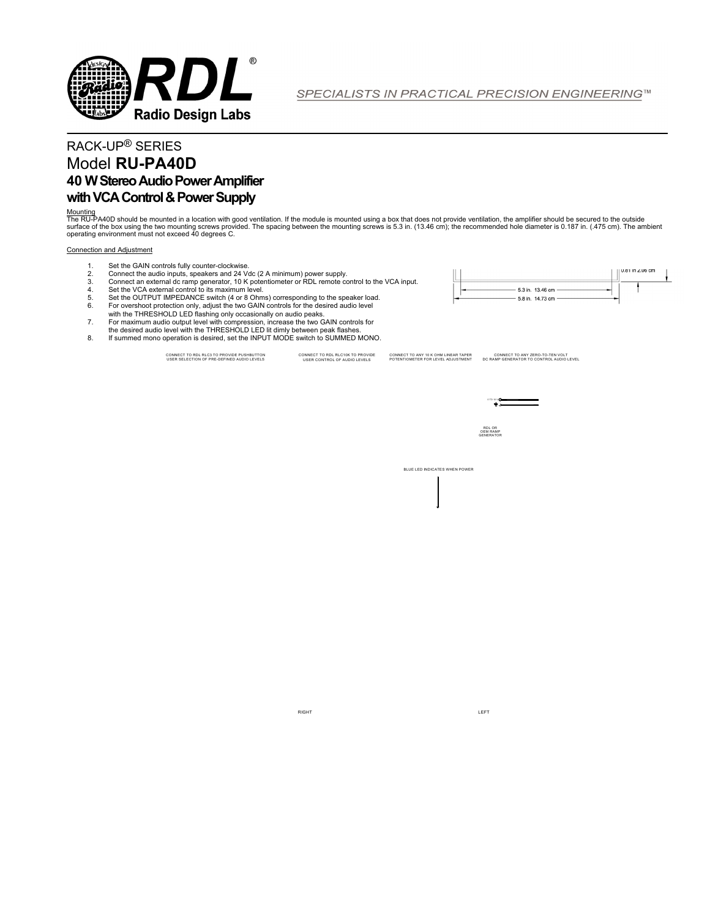# RDL® Radio Design Labs

*SPECIALISTS IN PRACTICAL PRECISION ENGINEERING™*

RACK-UP® SERIES

## Model **RU-PA40D**

### 40 W Stereo Audio Power Amplifier with VCA Control & Power Supply

Mounting

The RU-PA40D should be mounted in a location with good ventilation. If the module is mounted using a box that does not provide ventilation, the amplifier should be secured to the outside surface of the box using the two mounting screws provided. The spacing between the mounting screws is 5.3 in. (13.46 cm); the recommended hole diameter is 0.187 in. (.475 cm). The ambient operating environment must not exceed 40 degrees C.

Connection and Adjustment

1. Set the GAIN controls fully counter-clockwise.
2. Connect the audio inputs, speakers and 24 Vdc (2 A minimum) power supply.
3. Connect an external dc ramp generator, 10 K potentiometer or RDL remote control to the VCA input.
4. Set the VCA external control to its maximum level.
5. Set the OUTPUT IMPEDANCE switch (4 or 8 Ohms) corresponding to the speaker load.
6. For overshoot protection only, adjust the two GAIN controls for the desired audio level with the THRESHOLD LED flashing only occasionally on audio peaks.
7. For maximum audio output level with compression, increase the two GAIN controls for the desired audio level with the THRESHOLD LED lit dimly between peak flashes.
8. If summed mono operation is desired, set the INPUT MODE switch to SUMMED MONO.

0.81 in 2.06 cm

5.3 in. 13.46 cm

5.8 in. 14.73 cm

CONNECT TO RDL RLC3 TO PROVIDE PUSHBUTTON USER SELECTION OF PRE-DEFINED AUDIO LEVELS

CONNECT TO RDL RLC10K TO PROVIDE USER CONTROL OF AUDIO LEVELS

CONNECT TO ANY 10 K OHM LINEAR TAPER POTENTIOMETER FOR LEVEL ADJUSTMENT

CONNECT TO ANY ZERO-TO-TEN VOLT DC RAMP GENERATOR TO CONTROL AUDIO LEVEL

0 TO 10 V

RDL OR OEM RAMP GENERATOR

BLUE LED INDICATES WHEN POWER

RIGHT

LEFT